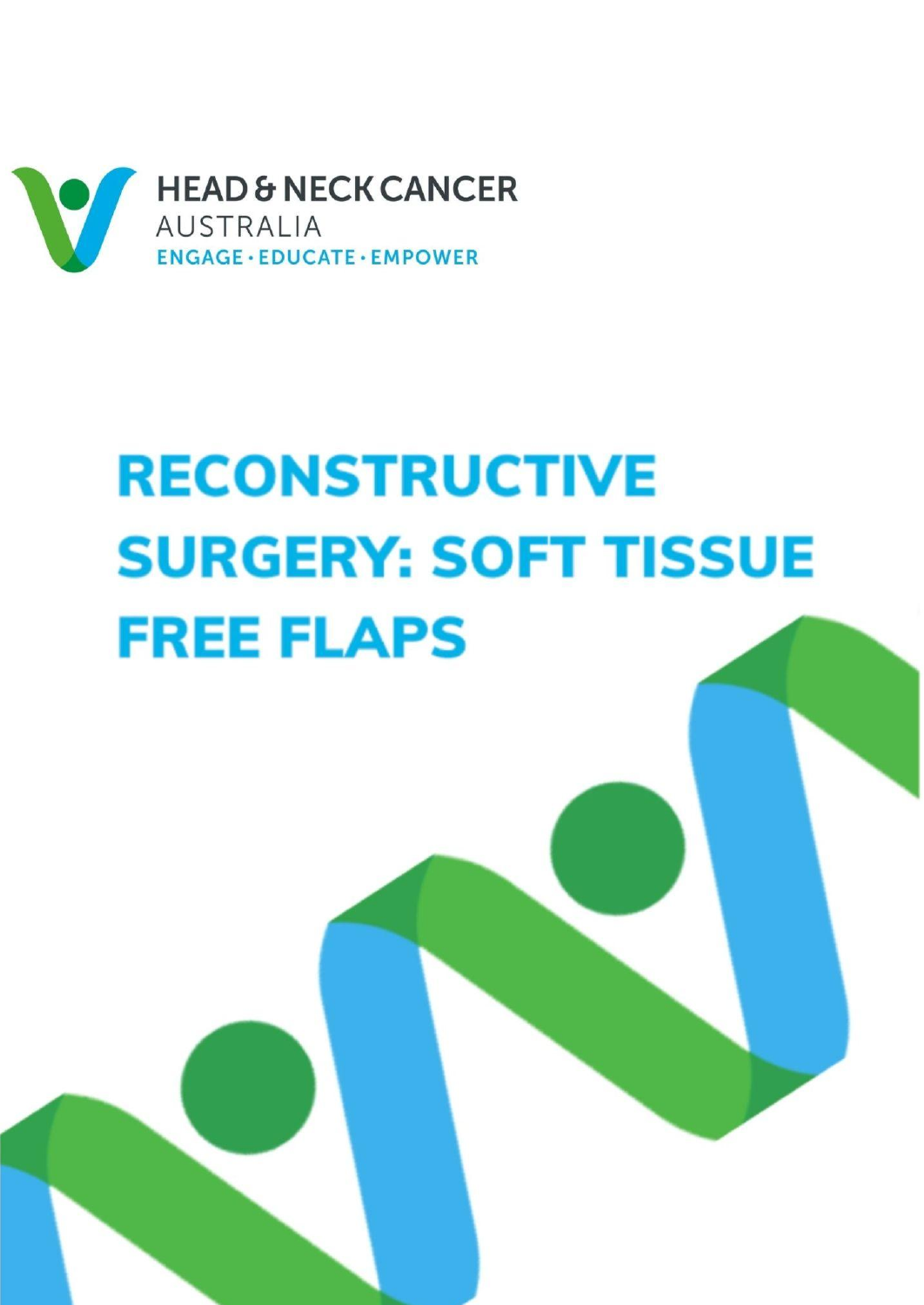HEAD & NECK CANCER
AUSTRALIA
ENGAGE · EDUCATE · EMPOWER

# RECONSTRUCTIVE SURGERY: SOFT TISSUE FREE FLAPS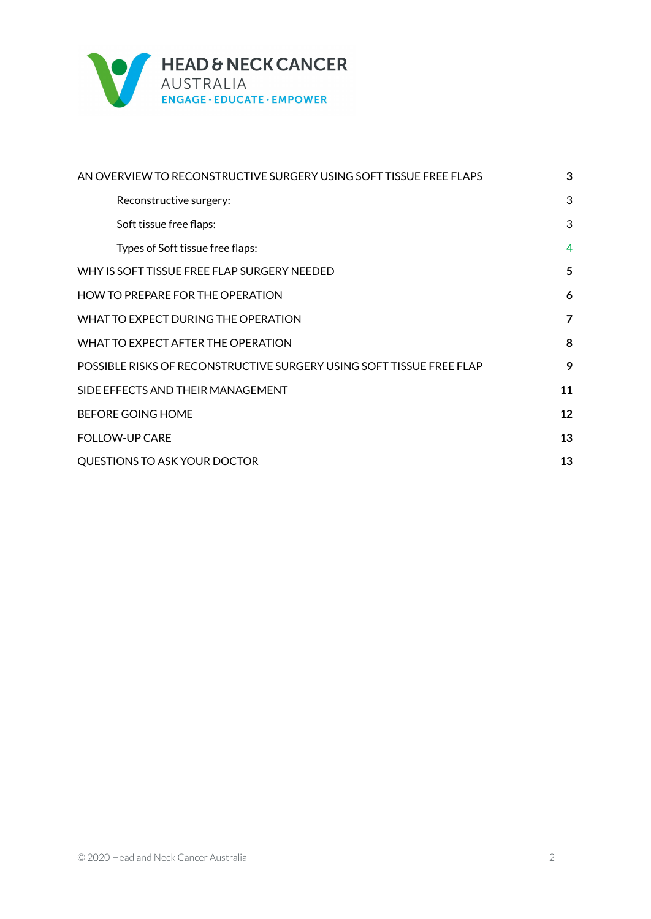**HEAD & NECK CANCER**
AUSTRALIA
ENGAGE · EDUCATE · EMPOWER

| | |
|---|---|
| **AN OVERVIEW TO RECONSTRUCTIVE SURGERY USING SOFT TISSUE FREE FLAPS** | **3** |
| Reconstructive surgery: | 3 |
| Soft tissue free flaps: | 3 |
| Types of Soft tissue free flaps: | 4 |
| **WHY IS SOFT TISSUE FREE FLAP SURGERY NEEDED** | **5** |
| **HOW TO PREPARE FOR THE OPERATION** | **6** |
| **WHAT TO EXPECT DURING THE OPERATION** | **7** |
| **WHAT TO EXPECT AFTER THE OPERATION** | **8** |
| **POSSIBLE RISKS OF RECONSTRUCTIVE SURGERY USING SOFT TISSUE FREE FLAP** | **9** |
| **SIDE EFFECTS AND THEIR MANAGEMENT** | **11** |
| **BEFORE GOING HOME** | **12** |
| **FOLLOW-UP CARE** | **13** |
| **QUESTIONS TO ASK YOUR DOCTOR** | **13** |

© 2020 Head and Neck Cancer Australia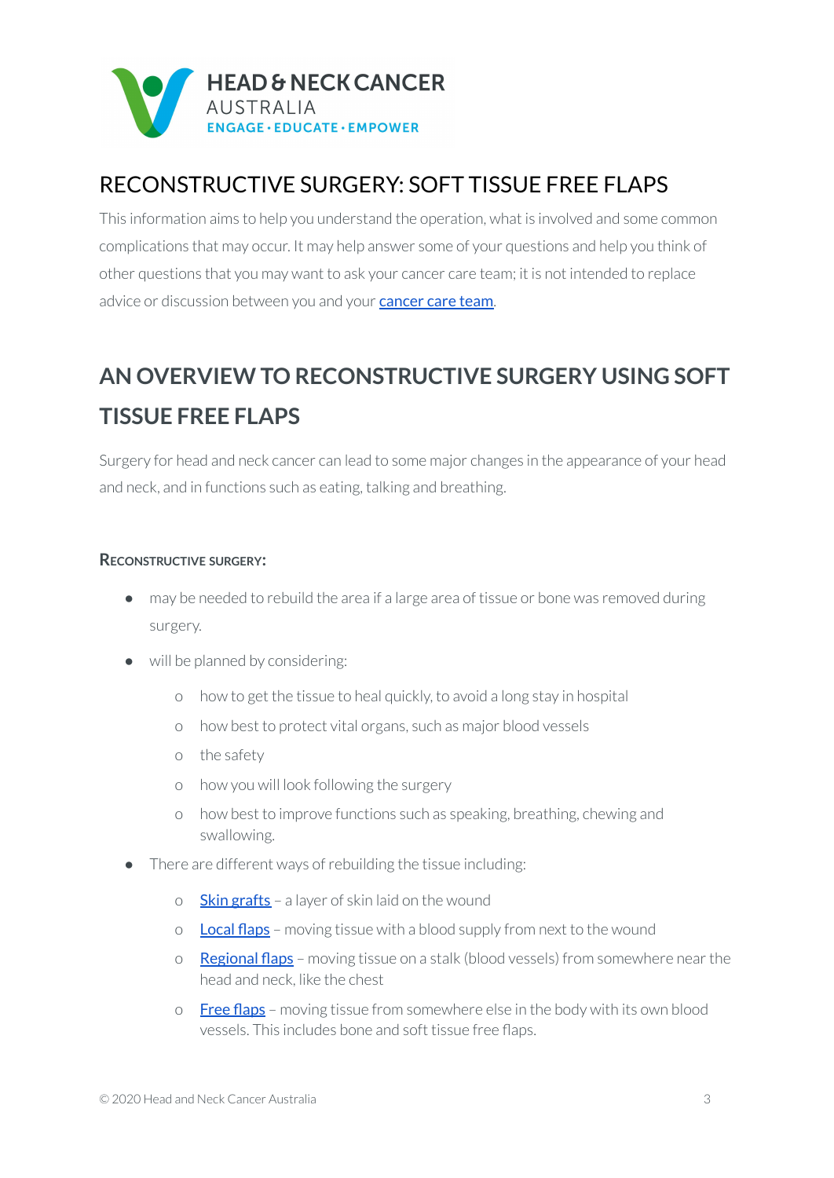HEAD & NECK CANCER
AUSTRALIA
ENGAGE · EDUCATE · EMPOWER

# RECONSTRUCTIVE SURGERY: SOFT TISSUE FREE FLAPS

This information aims to help you understand the operation, what is involved and some common complications that may occur. It may help answer some of your questions and help you think of other questions that you may want to ask your cancer care team; it is not intended to replace advice or discussion between you and your cancer care team.

## AN OVERVIEW TO RECONSTRUCTIVE SURGERY USING SOFT TISSUE FREE FLAPS

Surgery for head and neck cancer can lead to some major changes in the appearance of your head and neck, and in functions such as eating, talking and breathing.

### RECONSTRUCTIVE SURGERY:

- may be needed to rebuild the area if a large area of tissue or bone was removed during surgery.
- will be planned by considering:
  - how to get the tissue to heal quickly, to avoid a long stay in hospital
  - how best to protect vital organs, such as major blood vessels
  - the safety
  - how you will look following the surgery
  - how best to improve functions such as speaking, breathing, chewing and swallowing.
- There are different ways of rebuilding the tissue including:
  - Skin grafts – a layer of skin laid on the wound
  - Local flaps – moving tissue with a blood supply from next to the wound
  - Regional flaps – moving tissue on a stalk (blood vessels) from somewhere near the head and neck, like the chest
  - Free flaps – moving tissue from somewhere else in the body with its own blood vessels. This includes bone and soft tissue free flaps.

© 2020 Head and Neck Cancer Australia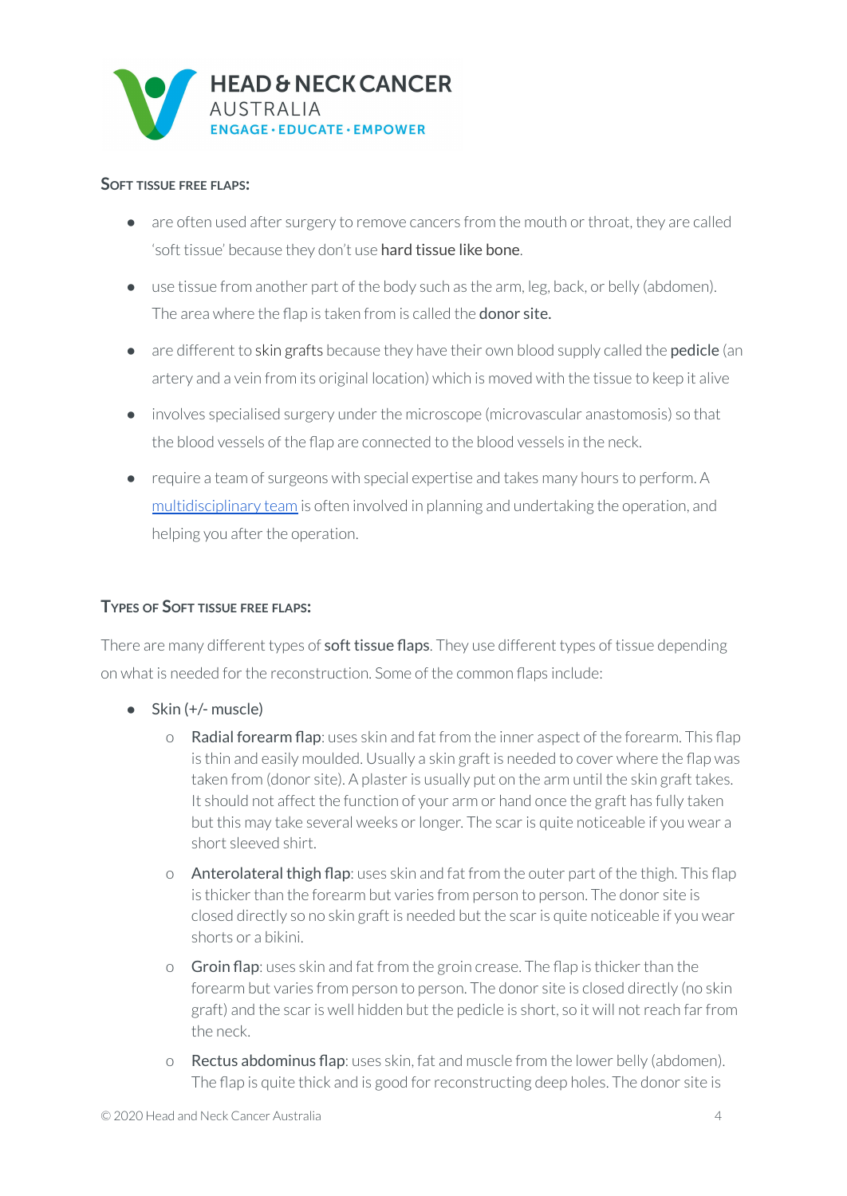### Soft tissue free flaps:

- are often used after surgery to remove cancers from the mouth or throat, they are called 'soft tissue' because they don't use hard tissue like bone.
- use tissue from another part of the body such as the arm, leg, back, or belly (abdomen). The area where the flap is taken from is called the donor site.
- are different to skin grafts because they have their own blood supply called the pedicle (an artery and a vein from its original location) which is moved with the tissue to keep it alive
- involves specialised surgery under the microscope (microvascular anastomosis) so that the blood vessels of the flap are connected to the blood vessels in the neck.
- require a team of surgeons with special expertise and takes many hours to perform. A multidisciplinary team is often involved in planning and undertaking the operation, and helping you after the operation.

### Types of Soft tissue free flaps:

There are many different types of soft tissue flaps. They use different types of tissue depending on what is needed for the reconstruction. Some of the common flaps include:

- Skin (+/- muscle)
  - Radial forearm flap: uses skin and fat from the inner aspect of the forearm. This flap is thin and easily moulded. Usually a skin graft is needed to cover where the flap was taken from (donor site). A plaster is usually put on the arm until the skin graft takes. It should not affect the function of your arm or hand once the graft has fully taken but this may take several weeks or longer. The scar is quite noticeable if you wear a short sleeved shirt.
  - Anterolateral thigh flap: uses skin and fat from the outer part of the thigh. This flap is thicker than the forearm but varies from person to person. The donor site is closed directly so no skin graft is needed but the scar is quite noticeable if you wear shorts or a bikini.
  - Groin flap: uses skin and fat from the groin crease. The flap is thicker than the forearm but varies from person to person. The donor site is closed directly (no skin graft) and the scar is well hidden but the pedicle is short, so it will not reach far from the neck.
  - Rectus abdominus flap: uses skin, fat and muscle from the lower belly (abdomen). The flap is quite thick and is good for reconstructing deep holes. The donor site is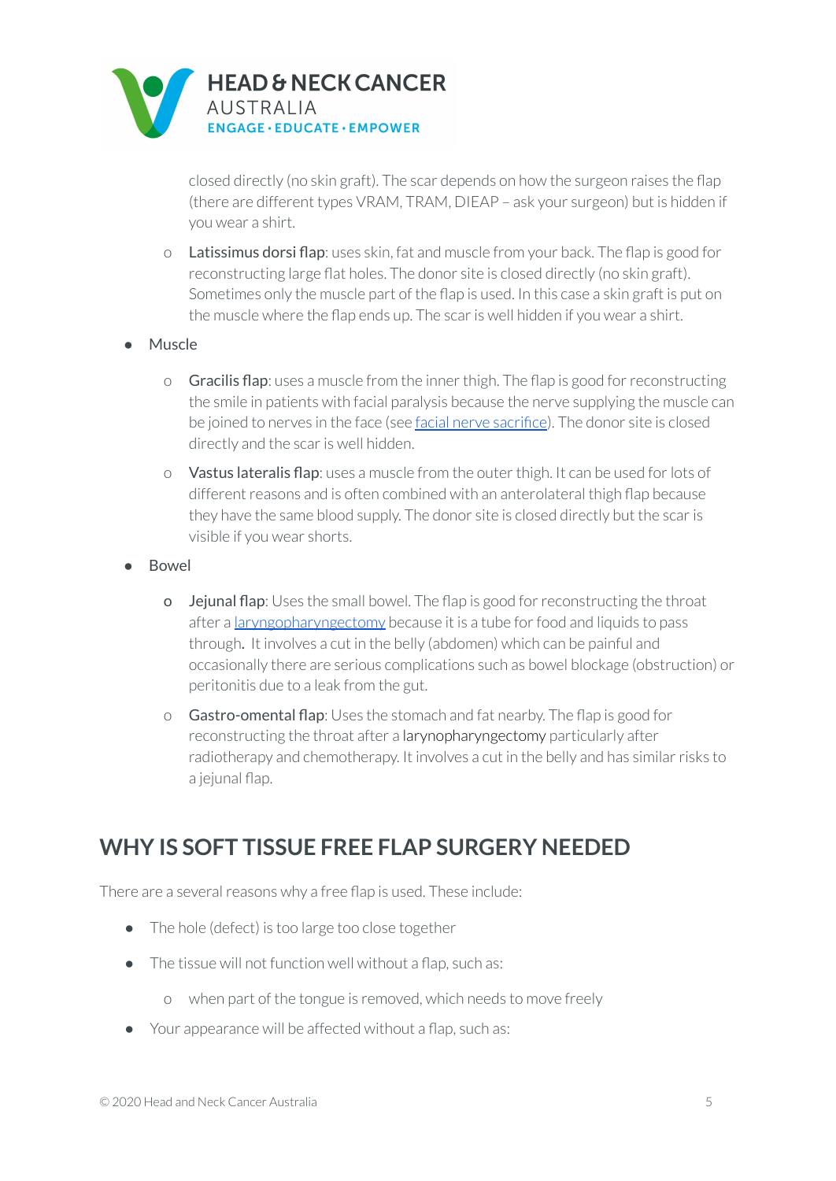closed directly (no skin graft). The scar depends on how the surgeon raises the flap (there are different types VRAM, TRAM, DIEAP – ask your surgeon) but is hidden if you wear a shirt.

  - Latissimus dorsi flap: uses skin, fat and muscle from your back. The flap is good for reconstructing large flat holes. The donor site is closed directly (no skin graft). Sometimes only the muscle part of the flap is used. In this case a skin graft is put on the muscle where the flap ends up. The scar is well hidden if you wear a shirt.

- Muscle
  - Gracilis flap: uses a muscle from the inner thigh. The flap is good for reconstructing the smile in patients with facial paralysis because the nerve supplying the muscle can be joined to nerves in the face (see facial nerve sacrifice). The donor site is closed directly and the scar is well hidden.
  - Vastus lateralis flap: uses a muscle from the outer thigh. It can be used for lots of different reasons and is often combined with an anterolateral thigh flap because they have the same blood supply. The donor site is closed directly but the scar is visible if you wear shorts.
- Bowel
  - Jejunal flap: Uses the small bowel. The flap is good for reconstructing the throat after a laryngopharyngectomy because it is a tube for food and liquids to pass through. It involves a cut in the belly (abdomen) which can be painful and occasionally there are serious complications such as bowel blockage (obstruction) or peritonitis due to a leak from the gut.
  - Gastro-omental flap: Uses the stomach and fat nearby. The flap is good for reconstructing the throat after a larynopharyngectomy particularly after radiotherapy and chemotherapy. It involves a cut in the belly and has similar risks to a jejunal flap.

## WHY IS SOFT TISSUE FREE FLAP SURGERY NEEDED

There are a several reasons why a free flap is used. These include:

- The hole (defect) is too large too close together
- The tissue will not function well without a flap, such as:
  - when part of the tongue is removed, which needs to move freely
- Your appearance will be affected without a flap, such as: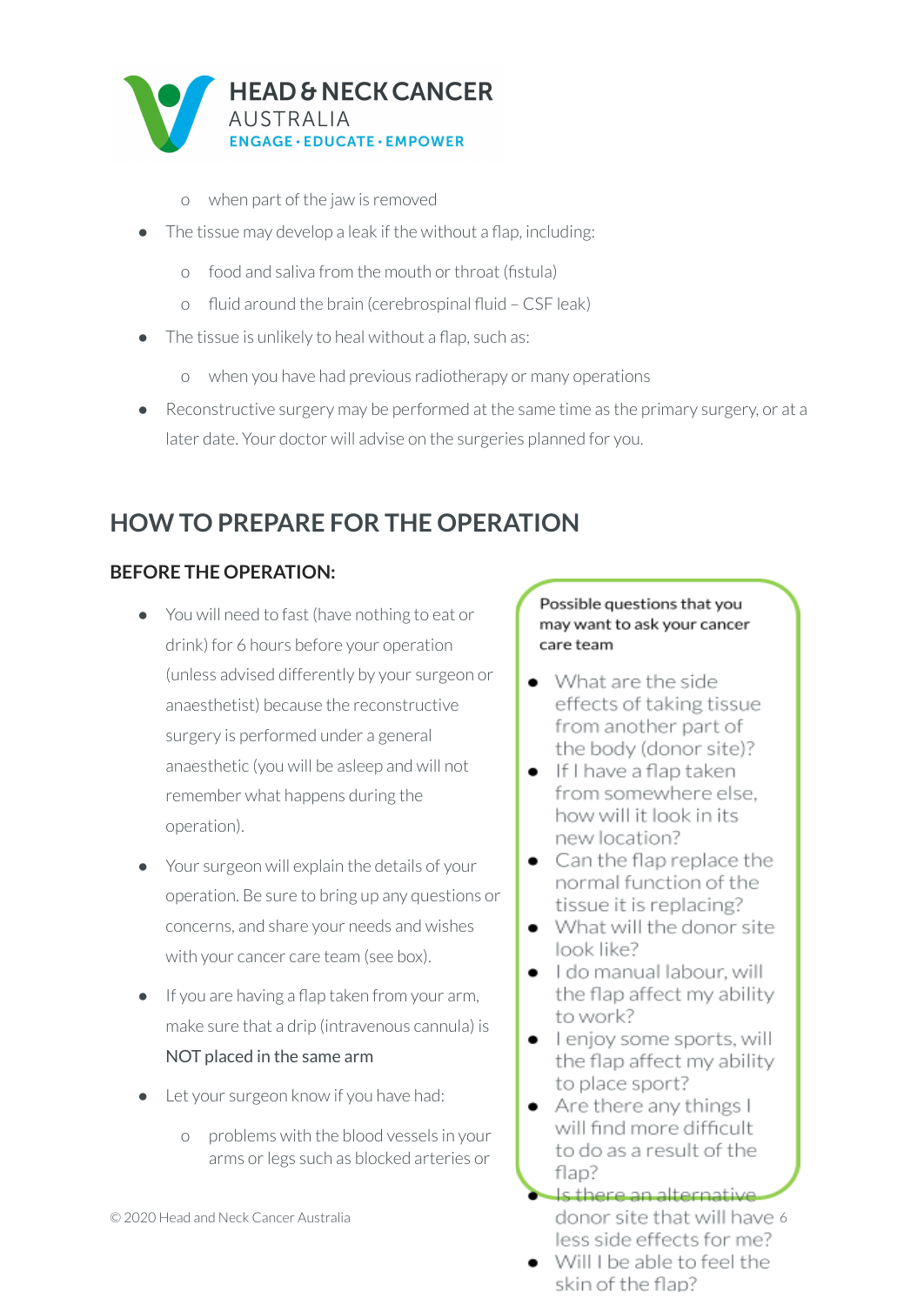- when part of the jaw is removed
- The tissue may develop a leak if the without a flap, including:
  - food and saliva from the mouth or throat (fistula)
  - fluid around the brain (cerebrospinal fluid – CSF leak)
- The tissue is unlikely to heal without a flap, such as:
  - when you have had previous radiotherapy or many operations
- Reconstructive surgery may be performed at the same time as the primary surgery, or at a later date. Your doctor will advise on the surgeries planned for you.

## HOW TO PREPARE FOR THE OPERATION

### BEFORE THE OPERATION:

- You will need to fast (have nothing to eat or drink) for 6 hours before your operation (unless advised differently by your surgeon or anaesthetist) because the reconstructive surgery is performed under a general anaesthetic (you will be asleep and will not remember what happens during the operation).
- Your surgeon will explain the details of your operation. Be sure to bring up any questions or concerns, and share your needs and wishes with your cancer care team (see box).
- If you are having a flap taken from your arm, make sure that a drip (intravenous cannula) is NOT placed in the same arm
- Let your surgeon know if you have had:
  - problems with the blood vessels in your arms or legs such as blocked arteries or

**Possible questions that you may want to ask your cancer care team**

- What are the side effects of taking tissue from another part of the body (donor site)?
- If I have a flap taken from somewhere else, how will it look in its new location?
- Can the flap replace the normal function of the tissue it is replacing?
- What will the donor site look like?
- I do manual labour, will the flap affect my ability to work?
- I enjoy some sports, will the flap affect my ability to place sport?
- Are there any things I will find more difficult to do as a result of the flap?
- Is there an alternative donor site that will have less side effects for me?
- Will I be able to feel the skin of the flap?

© 2020 Head and Neck Cancer Australia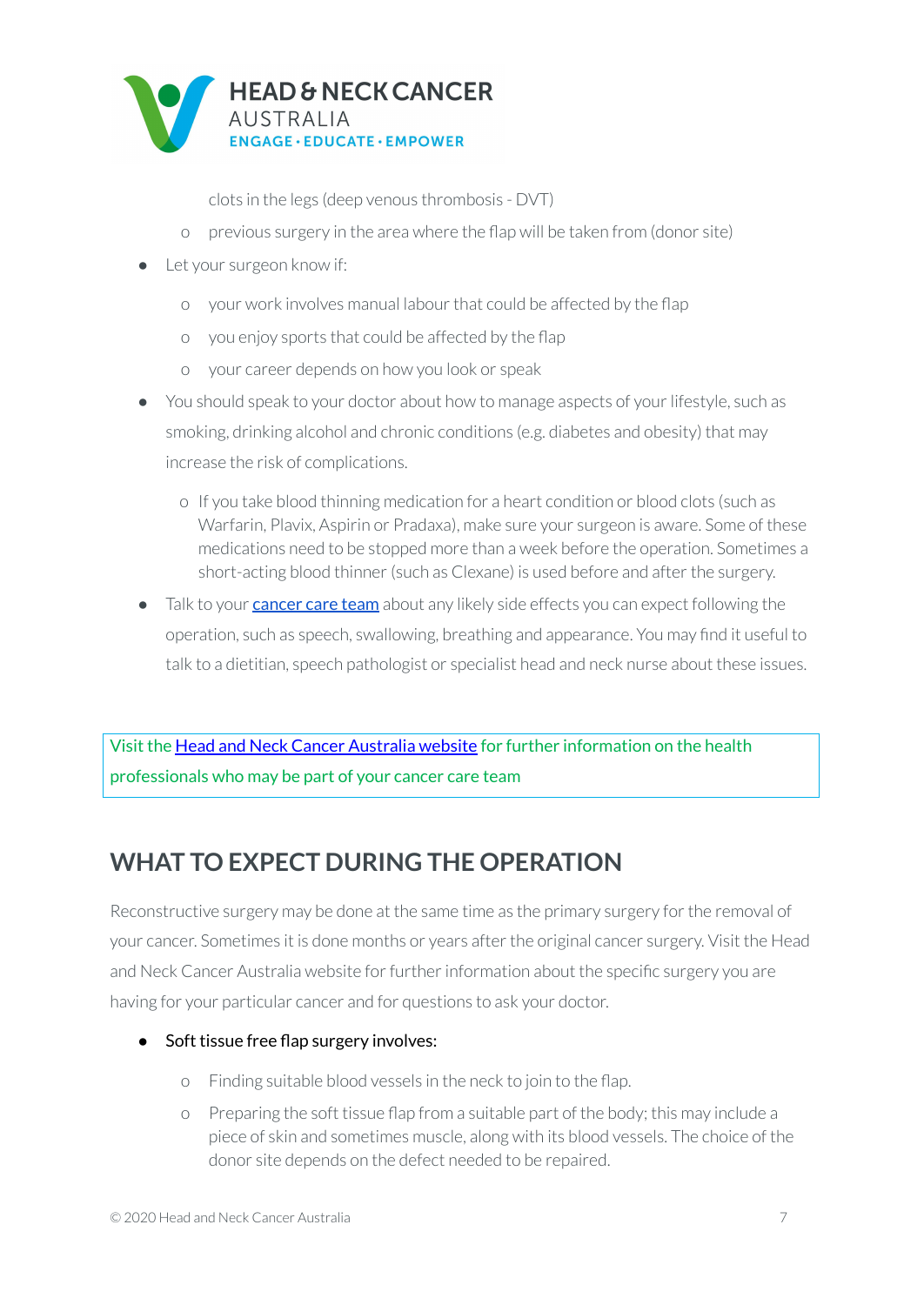clots in the legs (deep venous thrombosis - DVT)
    - previous surgery in the area where the flap will be taken from (donor site)
- Let your surgeon know if:
    - your work involves manual labour that could be affected by the flap
    - you enjoy sports that could be affected by the flap
    - your career depends on how you look or speak
- You should speak to your doctor about how to manage aspects of your lifestyle, such as smoking, drinking alcohol and chronic conditions (e.g. diabetes and obesity) that may increase the risk of complications.
    - If you take blood thinning medication for a heart condition or blood clots (such as Warfarin, Plavix, Aspirin or Pradaxa), make sure your surgeon is aware. Some of these medications need to be stopped more than a week before the operation. Sometimes a short-acting blood thinner (such as Clexane) is used before and after the surgery.
- Talk to your cancer care team about any likely side effects you can expect following the operation, such as speech, swallowing, breathing and appearance. You may find it useful to talk to a dietitian, speech pathologist or specialist head and neck nurse about these issues.

Visit the Head and Neck Cancer Australia website for further information on the health professionals who may be part of your cancer care team

## WHAT TO EXPECT DURING THE OPERATION

Reconstructive surgery may be done at the same time as the primary surgery for the removal of your cancer. Sometimes it is done months or years after the original cancer surgery. Visit the Head and Neck Cancer Australia website for further information about the specific surgery you are having for your particular cancer and for questions to ask your doctor.

- Soft tissue free flap surgery involves:
    - Finding suitable blood vessels in the neck to join to the flap.
    - Preparing the soft tissue flap from a suitable part of the body; this may include a piece of skin and sometimes muscle, along with its blood vessels. The choice of the donor site depends on the defect needed to be repaired.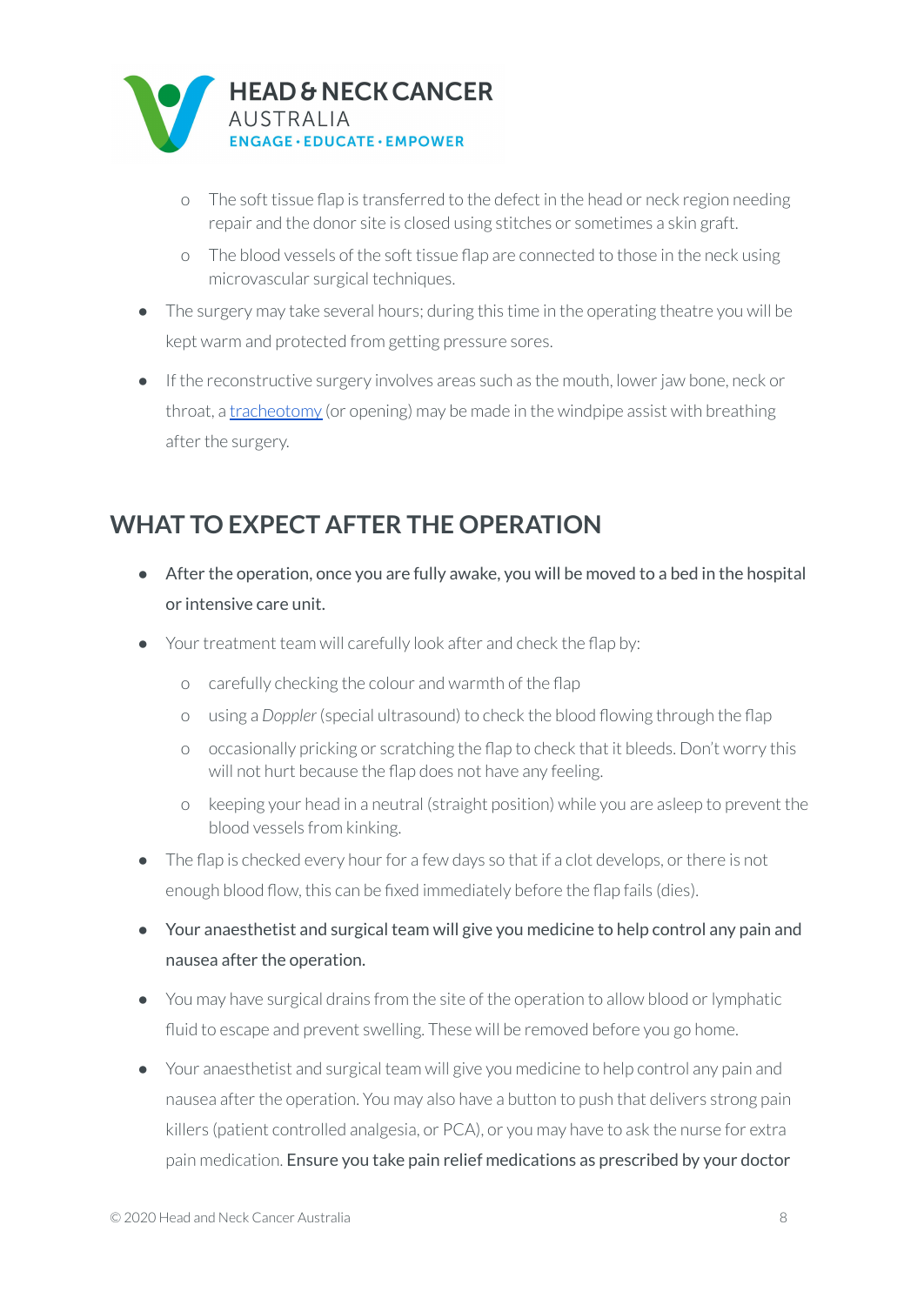- The soft tissue flap is transferred to the defect in the head or neck region needing repair and the donor site is closed using stitches or sometimes a skin graft.
- The blood vessels of the soft tissue flap are connected to those in the neck using microvascular surgical techniques.

- The surgery may take several hours; during this time in the operating theatre you will be kept warm and protected from getting pressure sores.
- If the reconstructive surgery involves areas such as the mouth, lower jaw bone, neck or throat, a tracheotomy (or opening) may be made in the windpipe assist with breathing after the surgery.

## WHAT TO EXPECT AFTER THE OPERATION

- After the operation, once you are fully awake, you will be moved to a bed in the hospital or intensive care unit.
- Your treatment team will carefully look after and check the flap by:
    - carefully checking the colour and warmth of the flap
    - using a *Doppler* (special ultrasound) to check the blood flowing through the flap
    - occasionally pricking or scratching the flap to check that it bleeds. Don't worry this will not hurt because the flap does not have any feeling.
    - keeping your head in a neutral (straight position) while you are asleep to prevent the blood vessels from kinking.
- The flap is checked every hour for a few days so that if a clot develops, or there is not enough blood flow, this can be fixed immediately before the flap fails (dies).
- Your anaesthetist and surgical team will give you medicine to help control any pain and nausea after the operation.
- You may have surgical drains from the site of the operation to allow blood or lymphatic fluid to escape and prevent swelling. These will be removed before you go home.
- Your anaesthetist and surgical team will give you medicine to help control any pain and nausea after the operation. You may also have a button to push that delivers strong pain killers (patient controlled analgesia, or PCA), or you may have to ask the nurse for extra pain medication. Ensure you take pain relief medications as prescribed by your doctor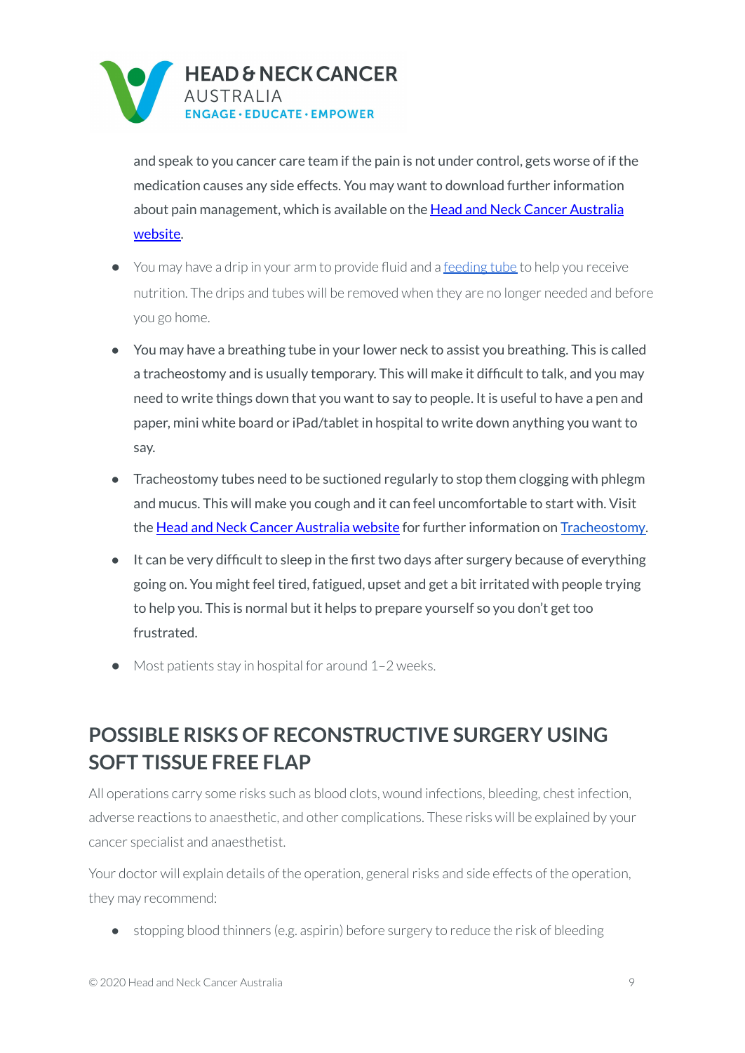and speak to you cancer care team if the pain is not under control, gets worse of if the medication causes any side effects. You may want to download further information about pain management, which is available on the [Head and Neck Cancer Australia website](#).

- You may have a drip in your arm to provide fluid and a [feeding tube](#) to help you receive nutrition. The drips and tubes will be removed when they are no longer needed and before you go home.
- You may have a breathing tube in your lower neck to assist you breathing. This is called a tracheostomy and is usually temporary. This will make it difficult to talk, and you may need to write things down that you want to say to people. It is useful to have a pen and paper, mini white board or iPad/tablet in hospital to write down anything you want to say.
- Tracheostomy tubes need to be suctioned regularly to stop them clogging with phlegm and mucus. This will make you cough and it can feel uncomfortable to start with. Visit the [Head and Neck Cancer Australia website](#) for further information on [Tracheostomy](#).
- It can be very difficult to sleep in the first two days after surgery because of everything going on. You might feel tired, fatigued, upset and get a bit irritated with people trying to help you. This is normal but it helps to prepare yourself so you don't get too frustrated.
- Most patients stay in hospital for around 1–2 weeks.

## POSSIBLE RISKS OF RECONSTRUCTIVE SURGERY USING SOFT TISSUE FREE FLAP

All operations carry some risks such as blood clots, wound infections, bleeding, chest infection, adverse reactions to anaesthetic, and other complications. These risks will be explained by your cancer specialist and anaesthetist.

Your doctor will explain details of the operation, general risks and side effects of the operation, they may recommend:

- stopping blood thinners (e.g. aspirin) before surgery to reduce the risk of bleeding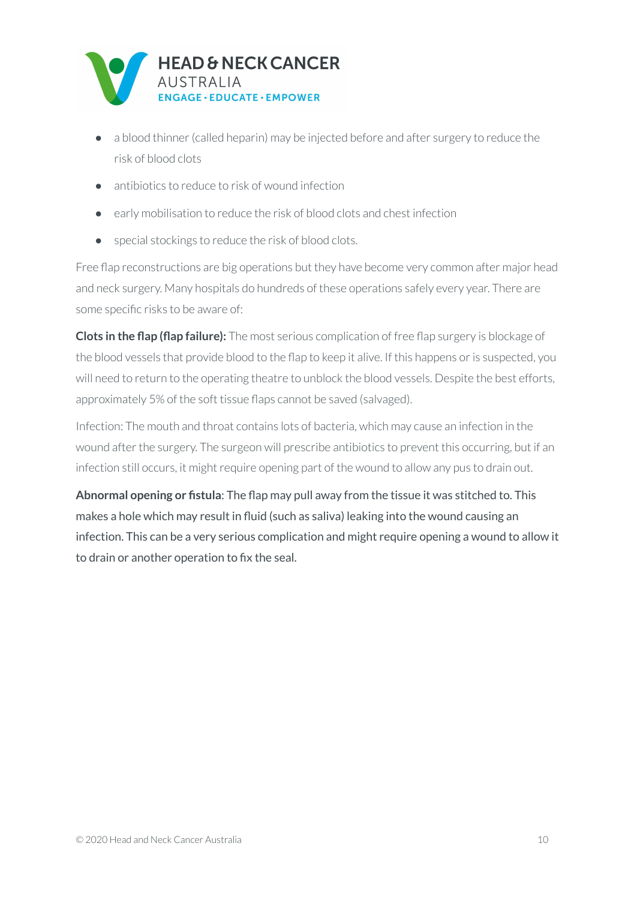- a blood thinner (called heparin) may be injected before and after surgery to reduce the risk of blood clots
- antibiotics to reduce to risk of wound infection
- early mobilisation to reduce the risk of blood clots and chest infection
- special stockings to reduce the risk of blood clots.

Free flap reconstructions are big operations but they have become very common after major head and neck surgery. Many hospitals do hundreds of these operations safely every year. There are some specific risks to be aware of:

**Clots in the flap (flap failure):** The most serious complication of free flap surgery is blockage of the blood vessels that provide blood to the flap to keep it alive. If this happens or is suspected, you will need to return to the operating theatre to unblock the blood vessels. Despite the best efforts, approximately 5% of the soft tissue flaps cannot be saved (salvaged).

Infection: The mouth and throat contains lots of bacteria, which may cause an infection in the wound after the surgery. The surgeon will prescribe antibiotics to prevent this occurring, but if an infection still occurs, it might require opening part of the wound to allow any pus to drain out.

**Abnormal opening or fistula**: The flap may pull away from the tissue it was stitched to. This makes a hole which may result in fluid (such as saliva) leaking into the wound causing an infection. This can be a very serious complication and might require opening a wound to allow it to drain or another operation to fix the seal.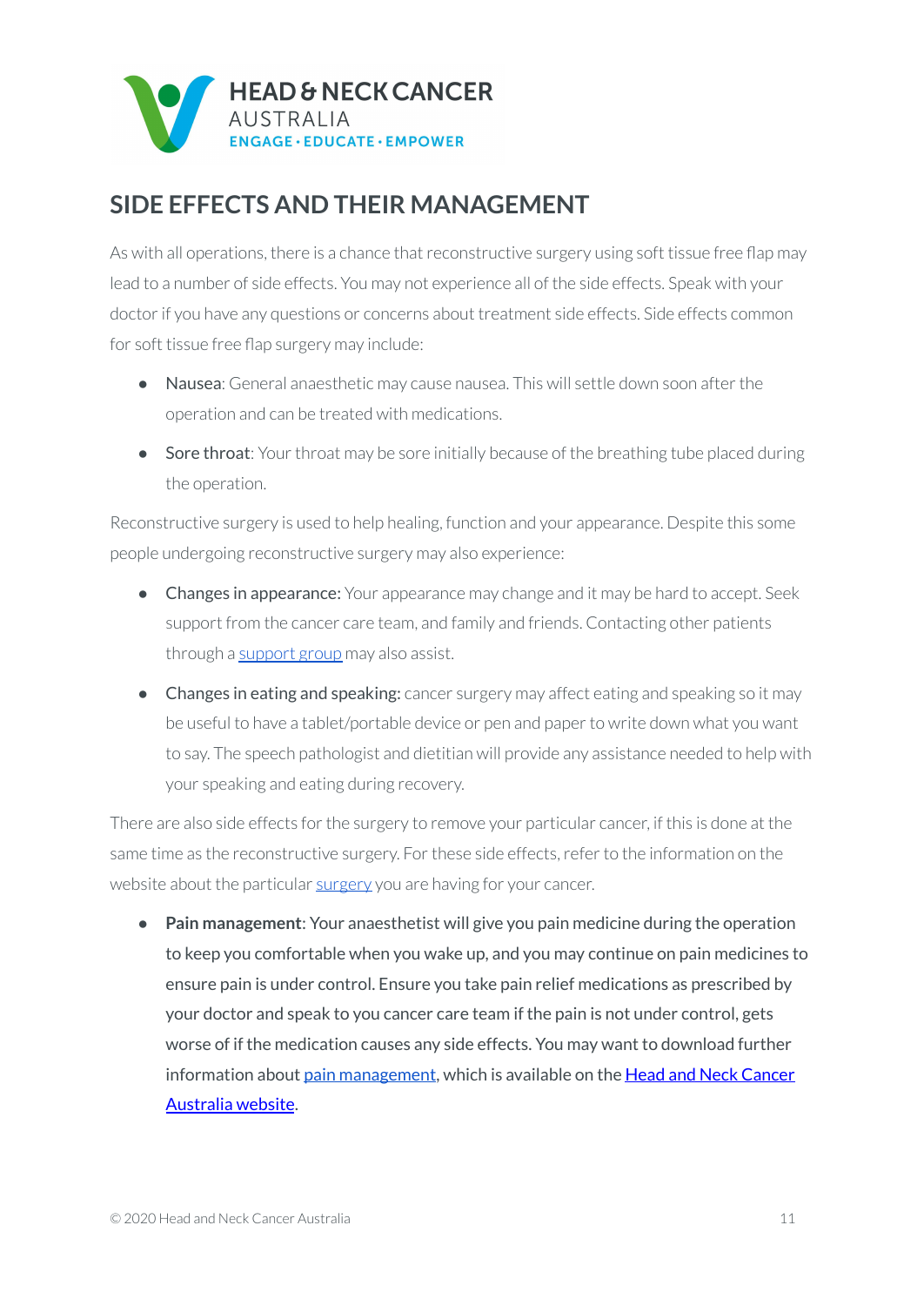## SIDE EFFECTS AND THEIR MANAGEMENT

As with all operations, there is a chance that reconstructive surgery using soft tissue free flap may lead to a number of side effects. You may not experience all of the side effects. Speak with your doctor if you have any questions or concerns about treatment side effects. Side effects common for soft tissue free flap surgery may include:

- Nausea: General anaesthetic may cause nausea. This will settle down soon after the operation and can be treated with medications.
- Sore throat: Your throat may be sore initially because of the breathing tube placed during the operation.

Reconstructive surgery is used to help healing, function and your appearance. Despite this some people undergoing reconstructive surgery may also experience:

- **Changes in appearance:** Your appearance may change and it may be hard to accept. Seek support from the cancer care team, and family and friends. Contacting other patients through a support group may also assist.
- **Changes in eating and speaking:** cancer surgery may affect eating and speaking so it may be useful to have a tablet/portable device or pen and paper to write down what you want to say. The speech pathologist and dietitian will provide any assistance needed to help with your speaking and eating during recovery.

There are also side effects for the surgery to remove your particular cancer, if this is done at the same time as the reconstructive surgery. For these side effects, refer to the information on the website about the particular surgery you are having for your cancer.

- **Pain management**: Your anaesthetist will give you pain medicine during the operation to keep you comfortable when you wake up, and you may continue on pain medicines to ensure pain is under control. Ensure you take pain relief medications as prescribed by your doctor and speak to you cancer care team if the pain is not under control, gets worse of if the medication causes any side effects. You may want to download further information about pain management, which is available on the Head and Neck Cancer Australia website.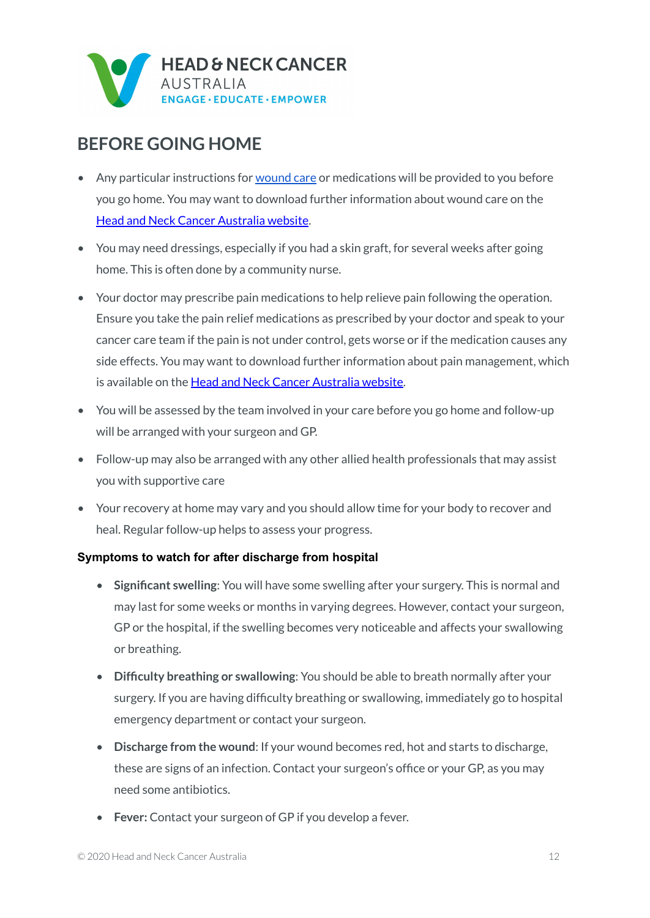## BEFORE GOING HOME

- Any particular instructions for wound care or medications will be provided to you before you go home. You may want to download further information about wound care on the Head and Neck Cancer Australia website.
- You may need dressings, especially if you had a skin graft, for several weeks after going home. This is often done by a community nurse.
- Your doctor may prescribe pain medications to help relieve pain following the operation. Ensure you take the pain relief medications as prescribed by your doctor and speak to your cancer care team if the pain is not under control, gets worse or if the medication causes any side effects. You may want to download further information about pain management, which is available on the Head and Neck Cancer Australia website.
- You will be assessed by the team involved in your care before you go home and follow-up will be arranged with your surgeon and GP.
- Follow-up may also be arranged with any other allied health professionals that may assist you with supportive care
- Your recovery at home may vary and you should allow time for your body to recover and heal. Regular follow-up helps to assess your progress.

#### Symptoms to watch for after discharge from hospital

- **Significant swelling**: You will have some swelling after your surgery. This is normal and may last for some weeks or months in varying degrees. However, contact your surgeon, GP or the hospital, if the swelling becomes very noticeable and affects your swallowing or breathing.
- **Difficulty breathing or swallowing**: You should be able to breath normally after your surgery. If you are having difficulty breathing or swallowing, immediately go to hospital emergency department or contact your surgeon.
- **Discharge from the wound**: If your wound becomes red, hot and starts to discharge, these are signs of an infection. Contact your surgeon's office or your GP, as you may need some antibiotics.
- **Fever:** Contact your surgeon of GP if you develop a fever.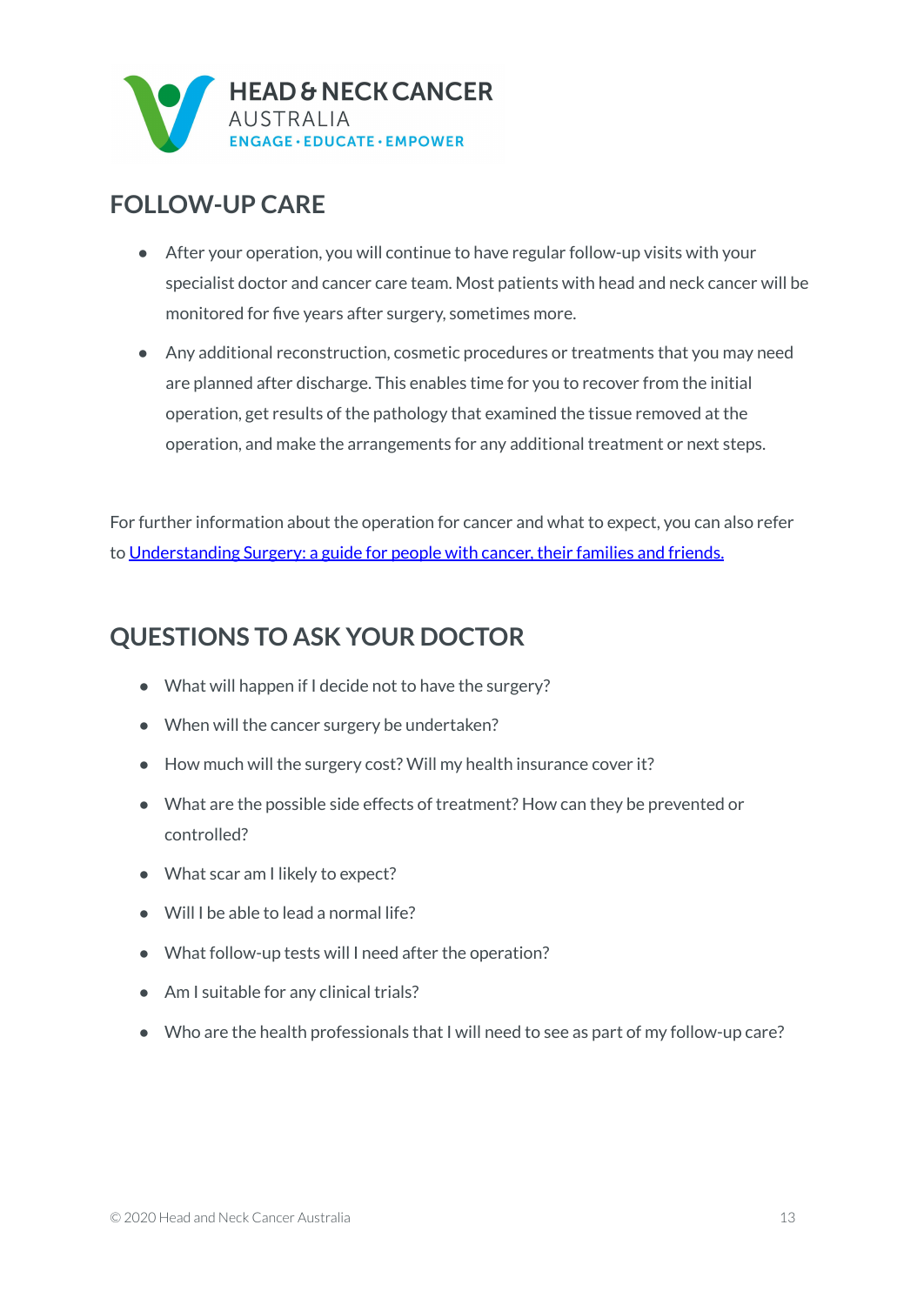## FOLLOW-UP CARE

- After your operation, you will continue to have regular follow-up visits with your specialist doctor and cancer care team. Most patients with head and neck cancer will be monitored for five years after surgery, sometimes more.
- Any additional reconstruction, cosmetic procedures or treatments that you may need are planned after discharge. This enables time for you to recover from the initial operation, get results of the pathology that examined the tissue removed at the operation, and make the arrangements for any additional treatment or next steps.

For further information about the operation for cancer and what to expect, you can also refer to Understanding Surgery: a guide for people with cancer, their families and friends.

## QUESTIONS TO ASK YOUR DOCTOR

- What will happen if I decide not to have the surgery?
- When will the cancer surgery be undertaken?
- How much will the surgery cost? Will my health insurance cover it?
- What are the possible side effects of treatment? How can they be prevented or controlled?
- What scar am I likely to expect?
- Will I be able to lead a normal life?
- What follow-up tests will I need after the operation?
- Am I suitable for any clinical trials?
- Who are the health professionals that I will need to see as part of my follow-up care?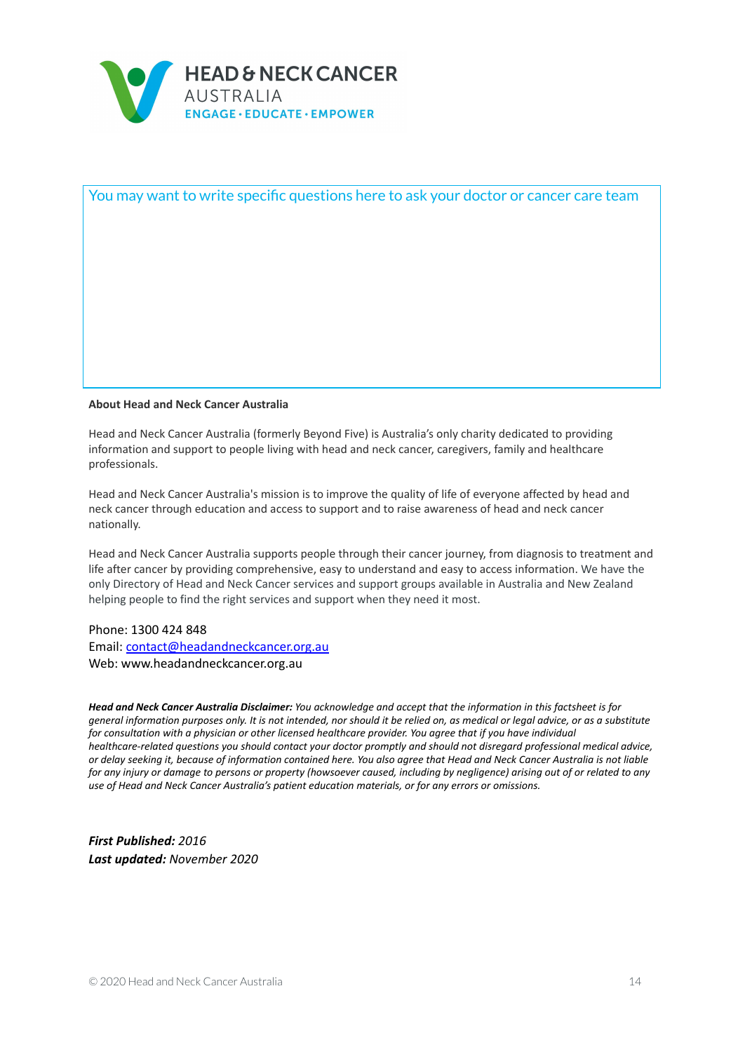HEAD & NECK CANCER
AUSTRALIA
ENGAGE · EDUCATE · EMPOWER

You may want to write specific questions here to ask your doctor or cancer care team

**About Head and Neck Cancer Australia**

Head and Neck Cancer Australia (formerly Beyond Five) is Australia's only charity dedicated to providing information and support to people living with head and neck cancer, caregivers, family and healthcare professionals.

Head and Neck Cancer Australia's mission is to improve the quality of life of everyone affected by head and neck cancer through education and access to support and to raise awareness of head and neck cancer nationally.

Head and Neck Cancer Australia supports people through their cancer journey, from diagnosis to treatment and life after cancer by providing comprehensive, easy to understand and easy to access information. We have the only Directory of Head and Neck Cancer services and support groups available in Australia and New Zealand helping people to find the right services and support when they need it most.

Phone: 1300 424 848
Email: contact@headandneckcancer.org.au
Web: www.headandneckcancer.org.au

***Head and Neck Cancer Australia Disclaimer:*** *You acknowledge and accept that the information in this factsheet is for general information purposes only. It is not intended, nor should it be relied on, as medical or legal advice, or as a substitute for consultation with a physician or other licensed healthcare provider. You agree that if you have individual healthcare-related questions you should contact your doctor promptly and should not disregard professional medical advice, or delay seeking it, because of information contained here. You also agree that Head and Neck Cancer Australia is not liable for any injury or damage to persons or property (howsoever caused, including by negligence) arising out of or related to any use of Head and Neck Cancer Australia's patient education materials, or for any errors or omissions.*

***First Published:*** *2016*
***Last updated:*** *November 2020*

© 2020 Head and Neck Cancer Australia